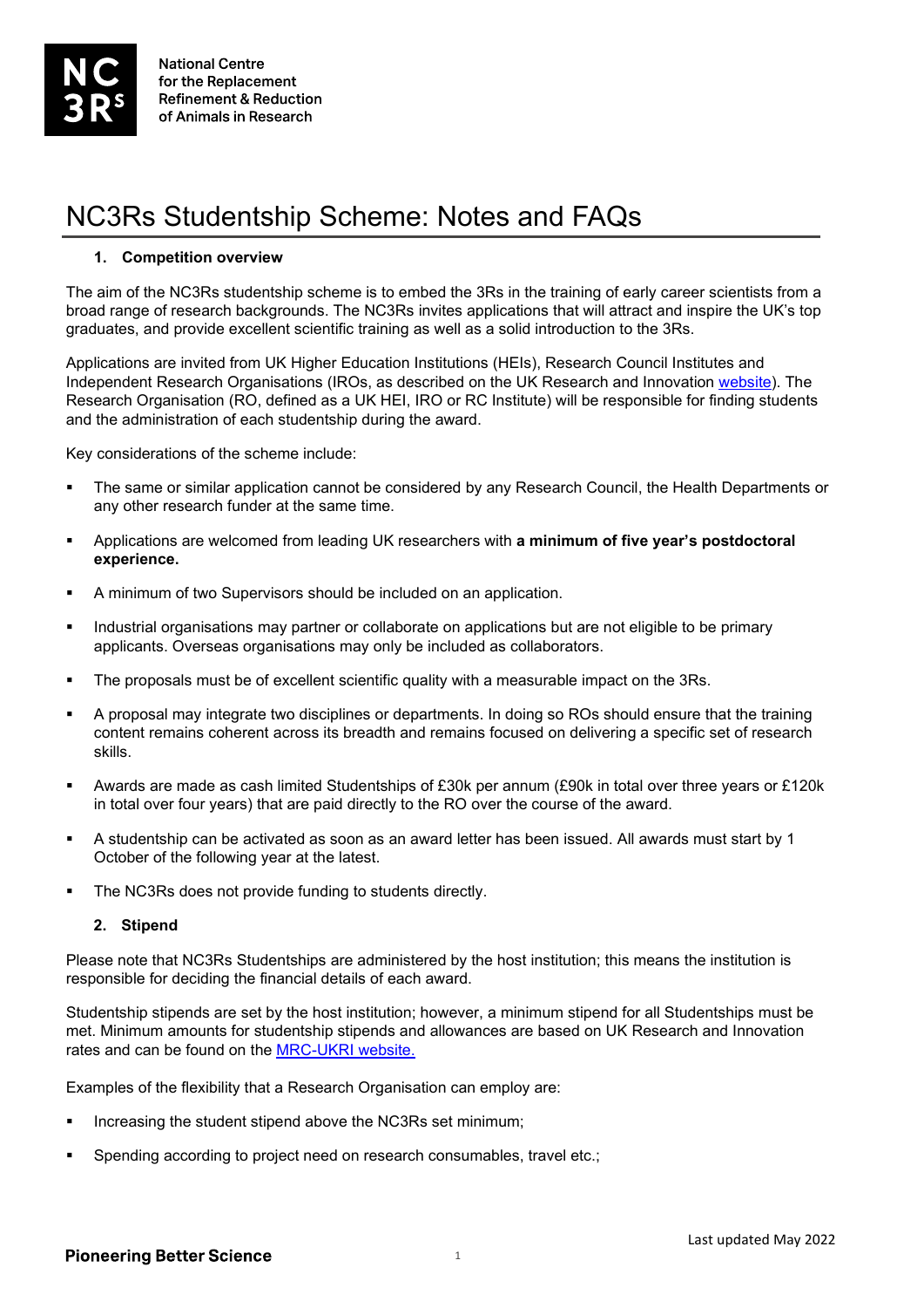National Centre for the Replacement Refinement & Reduction of Animals in Research

# NC3Rs Studentship Scheme: Notes and FAQs

## 1. Competition overview

The aim of the NC3Rs studentship scheme is to embed the 3Rs in the training of early career scientists from a broad range of research backgrounds. The NC3Rs invites applications that will attract and inspire the UK's top graduates, and provide excellent scientific training as well as a solid introduction to the 3Rs.

Applications are invited from UK Higher Education Institutions (HEIs), Research Council Institutes and Independent Research Organisations (IROs, as described on the UK Research and Innovation website). The Research Organisation (RO, defined as a UK HEI, IRO or RC Institute) will be responsible for finding students and the administration of each studentship during the award.

Key considerations of the scheme include:

- The same or similar application cannot be considered by any Research Council, the Health Departments or any other research funder at the same time.
- Applications are welcomed from leading UK researchers with **a minimum of five year's postdoctoral experience.**
- A minimum of two Supervisors should be included on an application.
- Industrial organisations may partner or collaborate on applications but are not eligible to be primary applicants. Overseas organisations may only be included as collaborators.
- The proposals must be of excellent scientific quality with a measurable impact on the 3Rs.
- A proposal may integrate two disciplines or departments. In doing so ROs should ensure that the training content remains coherent across its breadth and remains focused on delivering a specific set of research skills.
- Awards are made as cash limited Studentships of £30k per annum (£90k in total over three years or £120k in total over four years) that are paid directly to the RO over the course of the award.
- A studentship can be activated as soon as an award letter has been issued. All awards must start by 1 October of the following year at the latest.
- The NC3Rs does not provide funding to students directly.

## 2. Stipend

Please note that NC3Rs Studentships are administered by the host institution; this means the institution is responsible for deciding the financial details of each award.

Studentship stipends are set by the host institution; however, a minimum stipend for all Studentships must be met. Minimum amounts for studentship stipends and allowances are based on UK Research and Innovation rates and can be found on the MRC-UKRI website.

Examples of the flexibility that a Research Organisation can employ are:

- Increasing the student stipend above the NC3Rs set minimum;
- Spending according to project need on research consumables, travel etc.;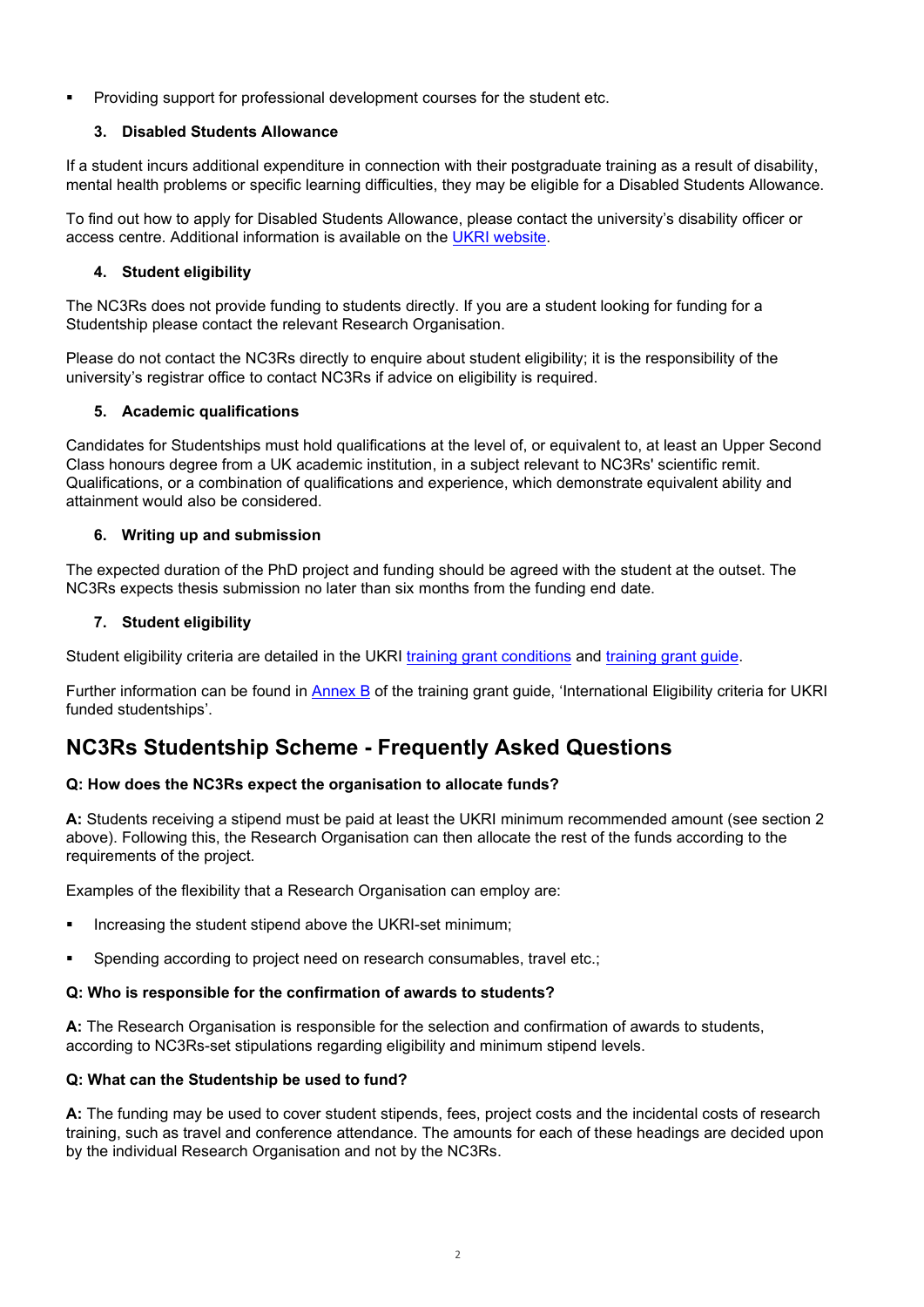- Providing support for professional development courses for the student etc.

### 3. Disabled Students Allowance

If a student incurs additional expenditure in connection with their postgraduate training as a result of disability, mental health problems or specific learning difficulties, they may be eligible for a Disabled Students Allowance.

To find out how to apply for Disabled Students Allowance, please contact the university's disability officer or access centre. Additional information is available on the UKRI website.

### 4. Student eligibility

The NC3Rs does not provide funding to students directly. If you are a student looking for funding for a Studentship please contact the relevant Research Organisation.

Please do not contact the NC3Rs directly to enquire about student eligibility; it is the responsibility of the university's registrar office to contact NC3Rs if advice on eligibility is required.

### 5. Academic qualifications

Candidates for Studentships must hold qualifications at the level of, or equivalent to, at least an Upper Second Class honours degree from a UK academic institution, in a subject relevant to NC3Rs' scientific remit. Qualifications, or a combination of qualifications and experience, which demonstrate equivalent ability and attainment would also be considered.

### 6. Writing up and submission

The expected duration of the PhD project and funding should be agreed with the student at the outset. The NC3Rs expects thesis submission no later than six months from the funding end date.

### 7. Student eligibility

Student eligibility criteria are detailed in the UKRI training grant conditions and training grant guide.

Further information can be found in Annex B of the training grant guide, 'International Eligibility criteria for UKRI funded studentships'.

## NC3Rs Studentship Scheme - Frequently Asked Questions

**Q: How does the NC3Rs expect the organisation to allocate funds?**

**A:** Students receiving a stipend must be paid at least the UKRI minimum recommended amount (see section 2 above). Following this, the Research Organisation can then allocate the rest of the funds according to the requirements of the project.

Examples of the flexibility that a Research Organisation can employ are:

- Increasing the student stipend above the UKRI-set minimum;
- Spending according to project need on research consumables, travel etc.;

**Q: Who is responsible for the confirmation of awards to students?**

**A:** The Research Organisation is responsible for the selection and confirmation of awards to students, according to NC3Rs-set stipulations regarding eligibility and minimum stipend levels.

**Q: What can the Studentship be used to fund?**

**A:** The funding may be used to cover student stipends, fees, project costs and the incidental costs of research training, such as travel and conference attendance. The amounts for each of these headings are decided upon by the individual Research Organisation and not by the NC3Rs.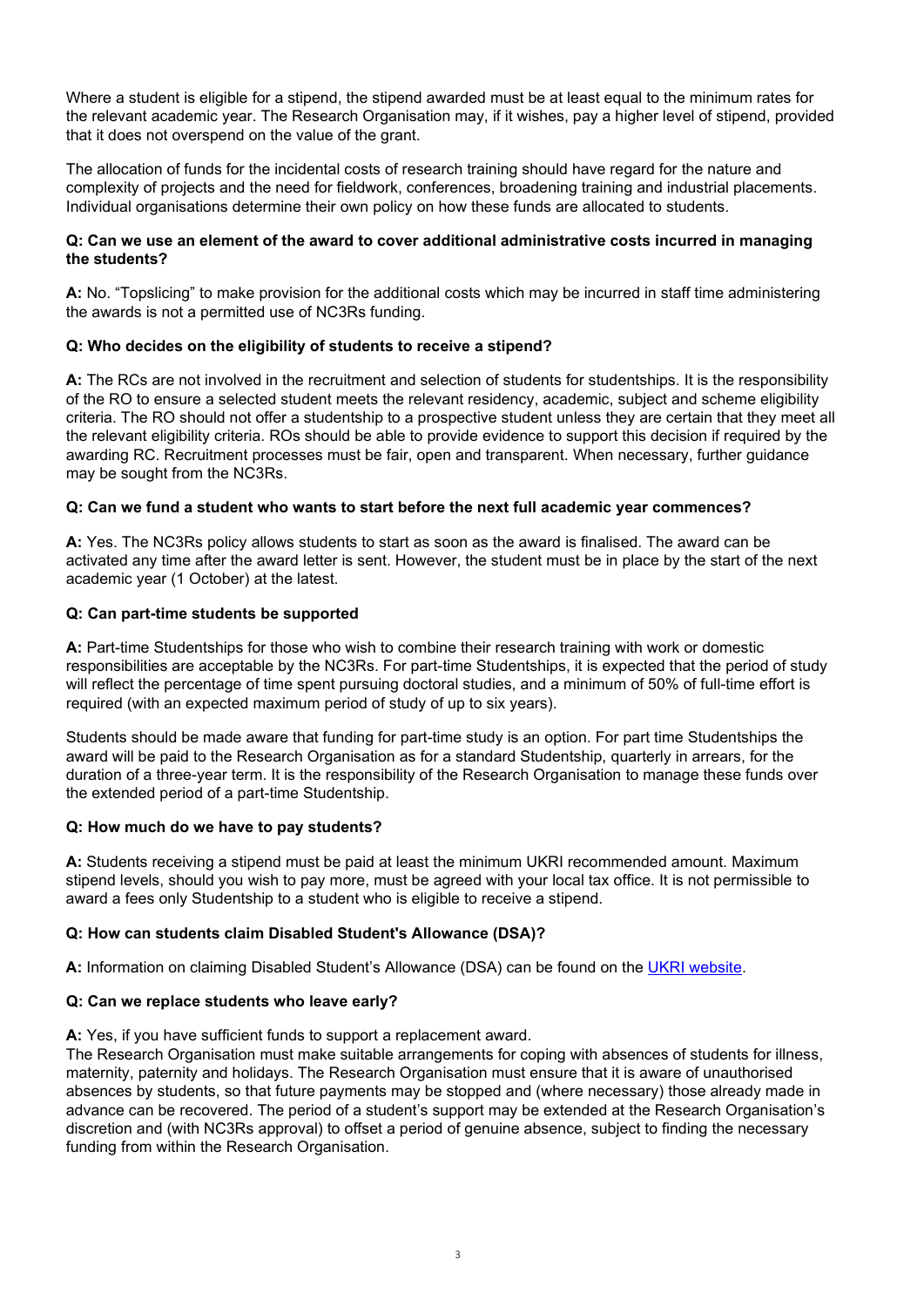Where a student is eligible for a stipend, the stipend awarded must be at least equal to the minimum rates for the relevant academic year. The Research Organisation may, if it wishes, pay a higher level of stipend, provided that it does not overspend on the value of the grant.

The allocation of funds for the incidental costs of research training should have regard for the nature and complexity of projects and the need for fieldwork, conferences, broadening training and industrial placements. Individual organisations determine their own policy on how these funds are allocated to students.

**Q: Can we use an element of the award to cover additional administrative costs incurred in managing the students?**

**A:** No. "Topslicing" to make provision for the additional costs which may be incurred in staff time administering the awards is not a permitted use of NC3Rs funding.

**Q: Who decides on the eligibility of students to receive a stipend?**

**A:** The RCs are not involved in the recruitment and selection of students for studentships. It is the responsibility of the RO to ensure a selected student meets the relevant residency, academic, subject and scheme eligibility criteria. The RO should not offer a studentship to a prospective student unless they are certain that they meet all the relevant eligibility criteria. ROs should be able to provide evidence to support this decision if required by the awarding RC. Recruitment processes must be fair, open and transparent. When necessary, further guidance may be sought from the NC3Rs.

**Q: Can we fund a student who wants to start before the next full academic year commences?**

**A:** Yes. The NC3Rs policy allows students to start as soon as the award is finalised. The award can be activated any time after the award letter is sent. However, the student must be in place by the start of the next academic year (1 October) at the latest.

**Q: Can part-time students be supported**

**A:** Part-time Studentships for those who wish to combine their research training with work or domestic responsibilities are acceptable by the NC3Rs. For part-time Studentships, it is expected that the period of study will reflect the percentage of time spent pursuing doctoral studies, and a minimum of 50% of full-time effort is required (with an expected maximum period of study of up to six years).

Students should be made aware that funding for part-time study is an option. For part time Studentships the award will be paid to the Research Organisation as for a standard Studentship, quarterly in arrears, for the duration of a three-year term. It is the responsibility of the Research Organisation to manage these funds over the extended period of a part-time Studentship.

**Q: How much do we have to pay students?**

**A:** Students receiving a stipend must be paid at least the minimum UKRI recommended amount. Maximum stipend levels, should you wish to pay more, must be agreed with your local tax office. It is not permissible to award a fees only Studentship to a student who is eligible to receive a stipend.

**Q: How can students claim Disabled Student's Allowance (DSA)?**

**A:** Information on claiming Disabled Student's Allowance (DSA) can be found on the UKRI website.

**Q: Can we replace students who leave early?**

**A:** Yes, if you have sufficient funds to support a replacement award.
The Research Organisation must make suitable arrangements for coping with absences of students for illness, maternity, paternity and holidays. The Research Organisation must ensure that it is aware of unauthorised absences by students, so that future payments may be stopped and (where necessary) those already made in advance can be recovered. The period of a student's support may be extended at the Research Organisation's discretion and (with NC3Rs approval) to offset a period of genuine absence, subject to finding the necessary funding from within the Research Organisation.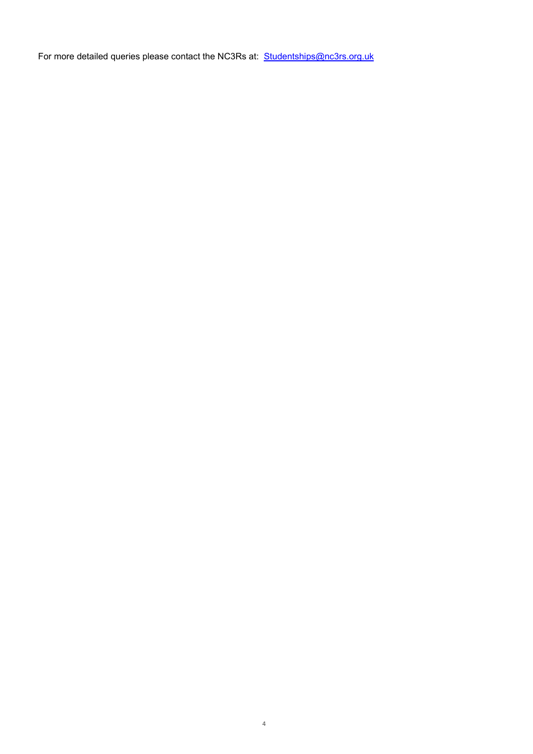For more detailed queries please contact the NC3Rs at: Studentships@nc3rs.org.uk